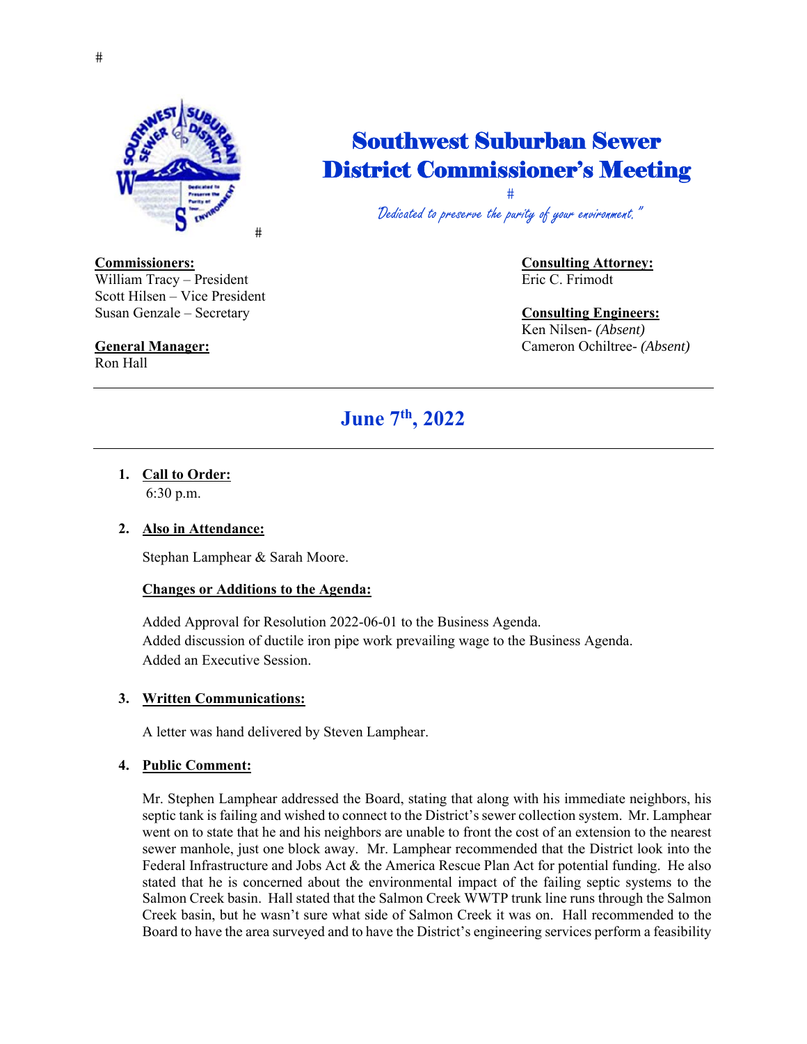#

#

# Southwest Suburban Sewer District Commissioner's Meeting

#

*Dedicated to preserve the purity of your environment."*

**Commissioners:**
William Tracy – President
Scott Hilsen – Vice President
Susan Genzale – Secretary

**General Manager:**
Ron Hall

**Consulting Attorney:**
Eric C. Frimodt

**Consulting Engineers:**
Ken Nilsen- *(Absent)*
Cameron Ochiltree- *(Absent)*

---

## June 7th, 2022

---

1. **Call to Order:**
   6:30 p.m.

2. **Also in Attendance:**

   Stephan Lamphear & Sarah Moore.

   **Changes or Additions to the Agenda:**

   Added Approval for Resolution 2022-06-01 to the Business Agenda.
   Added discussion of ductile iron pipe work prevailing wage to the Business Agenda.
   Added an Executive Session.

3. **Written Communications:**

   A letter was hand delivered by Steven Lamphear.

4. **Public Comment:**

   Mr. Stephen Lamphear addressed the Board, stating that along with his immediate neighbors, his septic tank is failing and wished to connect to the District's sewer collection system. Mr. Lamphear went on to state that he and his neighbors are unable to front the cost of an extension to the nearest sewer manhole, just one block away. Mr. Lamphear recommended that the District look into the Federal Infrastructure and Jobs Act & the America Rescue Plan Act for potential funding. He also stated that he is concerned about the environmental impact of the failing septic systems to the Salmon Creek basin. Hall stated that the Salmon Creek WWTP trunk line runs through the Salmon Creek basin, but he wasn't sure what side of Salmon Creek it was on. Hall recommended to the Board to have the area surveyed and to have the District's engineering services perform a feasibility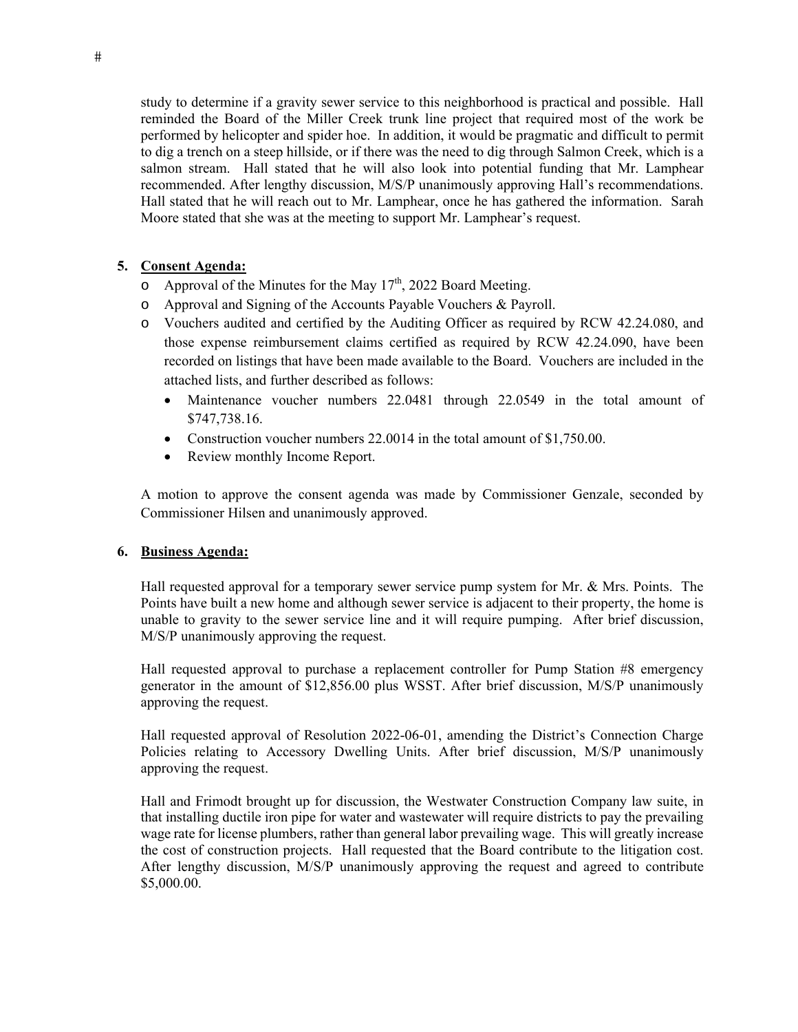study to determine if a gravity sewer service to this neighborhood is practical and possible. Hall reminded the Board of the Miller Creek trunk line project that required most of the work be performed by helicopter and spider hoe. In addition, it would be pragmatic and difficult to permit to dig a trench on a steep hillside, or if there was the need to dig through Salmon Creek, which is a salmon stream. Hall stated that he will also look into potential funding that Mr. Lamphear recommended. After lengthy discussion, M/S/P unanimously approving Hall's recommendations. Hall stated that he will reach out to Mr. Lamphear, once he has gathered the information. Sarah Moore stated that she was at the meeting to support Mr. Lamphear's request.

5. **Consent Agenda:**
   - Approval of the Minutes for the May 17th, 2022 Board Meeting.
   - Approval and Signing of the Accounts Payable Vouchers & Payroll.
   - Vouchers audited and certified by the Auditing Officer as required by RCW 42.24.080, and those expense reimbursement claims certified as required by RCW 42.24.090, have been recorded on listings that have been made available to the Board. Vouchers are included in the attached lists, and further described as follows:
     - Maintenance voucher numbers 22.0481 through 22.0549 in the total amount of $747,738.16.
     - Construction voucher numbers 22.0014 in the total amount of $1,750.00.
     - Review monthly Income Report.

   A motion to approve the consent agenda was made by Commissioner Genzale, seconded by Commissioner Hilsen and unanimously approved.

6. **Business Agenda:**

   Hall requested approval for a temporary sewer service pump system for Mr. & Mrs. Points. The Points have built a new home and although sewer service is adjacent to their property, the home is unable to gravity to the sewer service line and it will require pumping. After brief discussion, M/S/P unanimously approving the request.

   Hall requested approval to purchase a replacement controller for Pump Station #8 emergency generator in the amount of $12,856.00 plus WSST. After brief discussion, M/S/P unanimously approving the request.

   Hall requested approval of Resolution 2022-06-01, amending the District's Connection Charge Policies relating to Accessory Dwelling Units. After brief discussion, M/S/P unanimously approving the request.

   Hall and Frimodt brought up for discussion, the Westwater Construction Company law suite, in that installing ductile iron pipe for water and wastewater will require districts to pay the prevailing wage rate for license plumbers, rather than general labor prevailing wage. This will greatly increase the cost of construction projects. Hall requested that the Board contribute to the litigation cost. After lengthy discussion, M/S/P unanimously approving the request and agreed to contribute $5,000.00.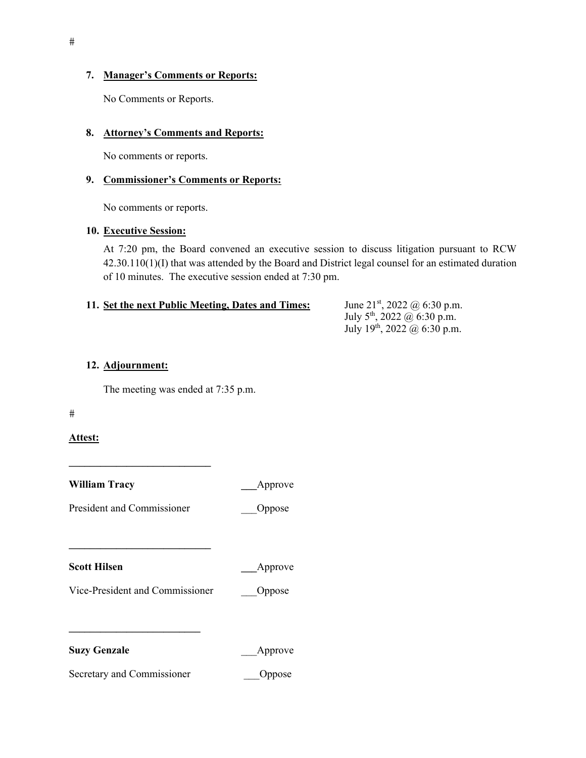#

7. **Manager's Comments or Reports:**

   No Comments or Reports.

8. **Attorney's Comments and Reports:**

   No comments or reports.

9. **Commissioner's Comments or Reports:**

   No comments or reports.

10. **Executive Session:**

    At 7:20 pm, the Board convened an executive session to discuss litigation pursuant to RCW 42.30.110(1)(I) that was attended by the Board and District legal counsel for an estimated duration of 10 minutes. The executive session ended at 7:30 pm.

11. **Set the next Public Meeting, Dates and Times:**

    June 21st, 2022 @ 6:30 p.m.
    July 5th, 2022 @ 6:30 p.m.
    July 19th, 2022 @ 6:30 p.m.

12. **Adjournment:**

    The meeting was ended at 7:35 p.m.

#

**Attest:**

\_\_\_\_\_\_\_\_\_\_\_\_\_\_\_\_\_\_\_\_\_\_\_\_\_\_\_\_

**William Tracy** \_\_\_Approve

President and Commissioner \_\_\_Oppose

\_\_\_\_\_\_\_\_\_\_\_\_\_\_\_\_\_\_\_\_\_\_\_\_\_\_\_\_

**Scott Hilsen** \_\_\_Approve

Vice-President and Commissioner \_\_\_Oppose

\_\_\_\_\_\_\_\_\_\_\_\_\_\_\_\_\_\_\_\_\_\_\_\_\_\_

**Suzy Genzale** \_\_\_Approve

Secretary and Commissioner \_\_\_Oppose